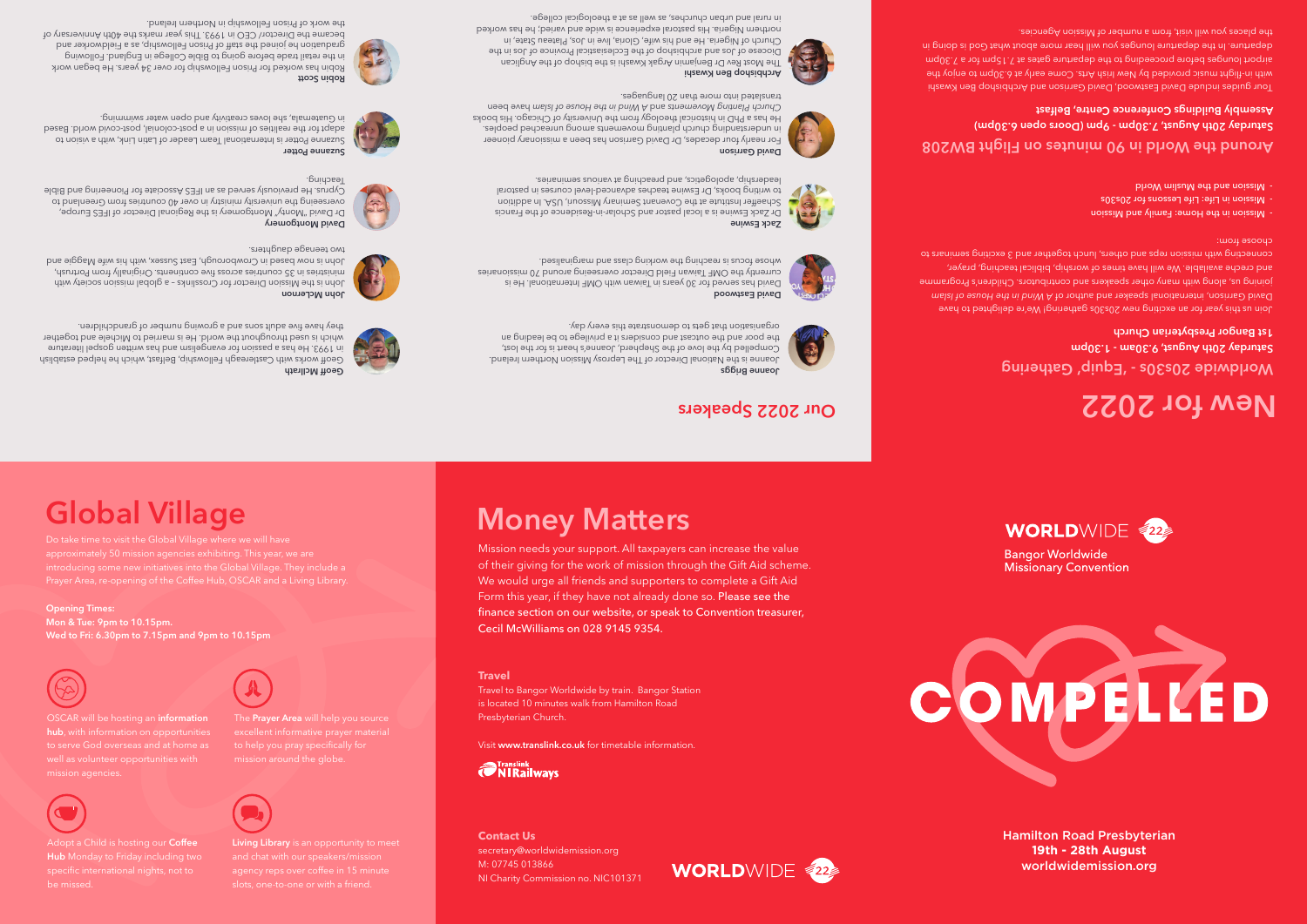# New for 2022

## Worldwide 20s30s - 'Equip' Gathering

**Saturday 20th August, 9.30am - 1.30pm**
**1st Bangor Presbyterian Church**

Join us this year for an exciting new 20s30s gathering! We're delighted to have David Garrison, international speaker and author of *A Wind in the House of Islam* joining us, along with many other speakers and contributors. Children's Programme and creche available. We will have times of worship, biblical teaching, prayer, connecting with mission reps and others, lunch together and 3 exciting seminars to choose from:

- Mission in the Home: Family and Mission
- Mission in Life: Life Lessons for 20s30s
- Mission and the Muslim World

## Around the World in 90 minutes on Flight BW208

**Saturday 20th August, 7.30pm - 9pm (Doors open 6.30pm)**
**Assembly Buildings Conference Centre, Belfast**

Tour guides include David Eastwood, David Garrison and Archbishop Ben Kwashi with in-flight music provided by New Irish Arts. Come early at 6.30pm to enjoy the airport lounges before proceeding to the departure gates at 7.15pm for a 7.30pm departure. In the departure lounges you will hear more about what God is doing in the places you will visit, from a number of Mission Agencies.

## Our 2022 Speakers

**Joanne Briggs**
Joanne is the National Director of The Leprosy Mission Northern Ireland. Compelled by the love of the Shepherd, Joanne's heart is for the lost, the poor and the outcast and considers it a privilege to be leading an organisation that gets to demonstrate this every day.

**David Eastwood**
David has served for 30 years in Taiwan with OMF International. He is currently the OMF Taiwan Field Director overseeing around 70 missionaries whose focus is reaching the working class and marginalised.

**Zack Eswine**
Dr Zack Eswine is a local pastor and Scholar-in-Residence of the Francis Schaeffer Institute at the Covenant Seminary Mission, USA. In addition to writing books, Dr Eswine teaches advanced-level courses in pastoral leadership, apologetics, and preaching at various seminaries.

**David Garrison**
For nearly four decades, Dr David Garrison has been a missionary pioneer in understanding church planting movements among unreached peoples. He has a PhD in historical theology from the University of Chicago. His books *Church Planting Movements* and *A Wind in the House of Islam* have been translated into more than 20 languages.

**Archbishop Ben Kwashi**
The Most Rev Dr Benjamin Argak Kwashi is the bishop of the Anglican Diocese of Jos and archbishop of the Ecclesiastical Province of Jos in the Church of Nigeria. He and his wife, Gloria, live in Jos, Plateau State, in northern Nigeria. His pastoral experience is wide and varied; he has worked in rural and urban churches, as well as at a theological college.

**Geoff McIlrath**
Geoff works with Castlereagh Fellowship, Belfast, which he helped establish in 1993. He has a passion for evangelism and has written gospel literature which is used throughout the world. He is married to Michele and together they have five adult sons and a growing number of grandchildren.

**John McLemon**
John is the Mission Director for Crosslinks – a global mission society with ministries in 35 countries across five continents. Originally from Portrush, John is now based in Crowborough, East Sussex, with his wife Maggie and two teenage daughters.

**David Montgomery**
Dr David "Monty" Montgomery is the Regional Director of IFES Europe, overseeing the university ministry in over 40 countries from Greenland to Cyprus. He previously served as an IFES Associate for Pioneering and Bible Teaching.

**Suzanne Potter**
Suzanne Potter is International Team Leader of Latin Link, with a vision to adapt for the realities of mission in a post-colonial, post-covid world. Based in Guatemala, she loves creativity and open water swimming.

**Robin Scott**
Robin has worked for Prison Fellowship for over 34 years. He began work in the retail trade before going to Bible College in England. Following graduation he joined the staff of Prison Fellowship, as a Fieldworker and became the Director/ CEO in 1993. This year marks the 40th Anniversary of the work of Prison Fellowship in Northern Ireland.

# Global Village

Do take time to visit the Global Village where we will have approximately 50 mission agencies exhibiting. This year, we are introducing some new initiatives into the Global Village. They include a Prayer Area, re-opening of the Coffee Hub, OSCAR and a Living Library.

**Opening Times:**
**Mon & Tue: 9pm to 10.15pm.**
**Wed to Fri: 6.30pm to 7.15pm and 9pm to 10.15pm**

OSCAR will be hosting an **information hub**, with information on opportunities to serve God overseas and at home as well as volunteer opportunities with mission agencies.

The **Prayer Area** will help you source excellent informative prayer material to help you pray specifically for mission around the globe.

Adopt a Child is hosting our **Coffee Hub** Monday to Friday including two specific international nights, not to be missed.

**Living Library** is an opportunity to meet and chat with our speakers/mission agency reps over coffee in 15 minute slots, one-to-one or with a friend.

# Money Matters

Mission needs your support. All taxpayers can increase the value of their giving for the work of mission through the Gift Aid scheme. We would urge all friends and supporters to complete a Gift Aid Form this year, if they have not already done so. Please see the finance section on our website, or speak to Convention treasurer, Cecil McWilliams on 028 9145 9354.

**Travel**
Travel to Bangor Worldwide by train. Bangor Station is located 10 minutes walk from Hamilton Road Presbyterian Church.

Visit **www.translink.co.uk** for timetable information.

Translink NIRailways

**Contact Us**
secretary@worldwidemission.org
M: 07745 013866
NI Charity Commission no. NIC101371

**WORLD**WIDE 22

**WORLD**WIDE 22
Bangor Worldwide Missionary Convention

# COMPELLED

**Hamilton Road Presbyterian**
**19th - 28th August**
**worldwidemission.org**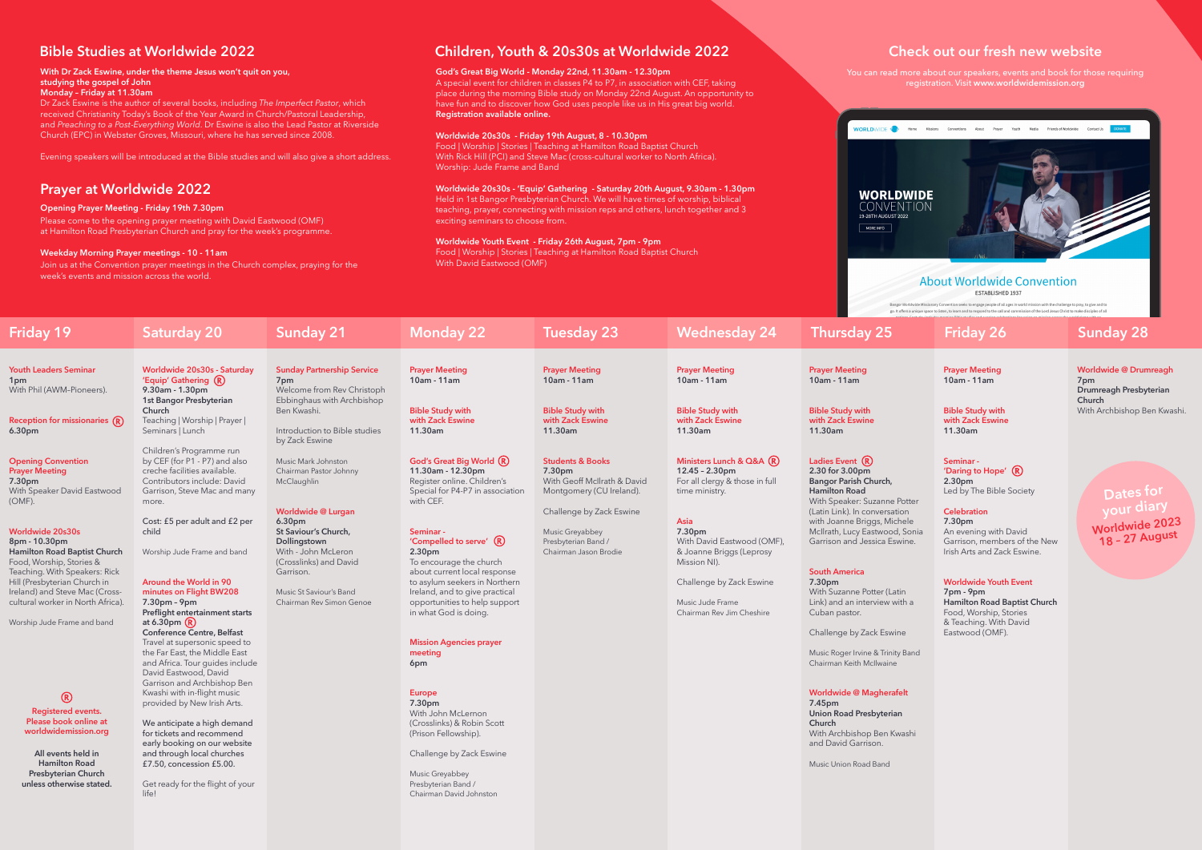## Bible Studies at Worldwide 2022

**With Dr Zack Eswine, under the theme Jesus won't quit on you, studying the gospel of John**
**Monday - Friday at 11.30am**

Dr Zack Eswine is the author of several books, including *The Imperfect Pastor*, which received Christianity Today's Book of the Year Award in Church/Pastoral Leadership, and *Preaching to a Post-Everything World*. Dr Eswine is also the Lead Pastor at Riverside Church (EPC) in Webster Groves, Missouri, where he has served since 2008.

Evening speakers will be introduced at the Bible studies and will also give a short address.

## Prayer at Worldwide 2022

**Opening Prayer Meeting - Friday 19th 7.30pm**

Please come to the opening prayer meeting with David Eastwood (OMF) at Hamilton Road Presbyterian Church and pray for the week's programme.

**Weekday Morning Prayer meetings - 10 - 11am**

Join us at the Convention prayer meetings in the Church complex, praying for the week's events and mission across the world.

## Children, Youth & 20s30s at Worldwide 2022

**God's Great Big World - Monday 22nd, 11.30am - 12.30pm**

A special event for children in classes P4 to P7, in association with CEF, taking place during the morning Bible study on Monday 22nd August. An opportunity to have fun and to discover how God uses people like us in His great big world.
**Registration available online.**

**Worldwide 20s30s - Friday 19th August, 8 - 10.30pm**

Food | Worship | Stories | Teaching at Hamilton Road Baptist Church
With Rick Hill (PCI) and Steve Mac (cross-cultural worker to North Africa).
Worship: Jude Frame and Band

**Worldwide 20s30s - 'Equip' Gathering - Saturday 20th August, 9.30am - 1.30pm**

Held in 1st Bangor Presbyterian Church. We will have times of worship, biblical teaching, prayer, connecting with mission reps and others, lunch together and 3 exciting seminars to choose from.

**Worldwide Youth Event - Friday 26th August, 7pm - 9pm**

Food | Worship | Stories | Teaching at Hamilton Road Baptist Church
With David Eastwood (OMF)

## Check out our fresh new website

You can read more about our speakers, events and book for those requiring registration. Visit **www.worldwidemission.org**

## Friday 19

**Youth Leaders Seminar**
**1pm**
With Phil (AWM-Pioneers).

**Reception for missionaries** Ⓡ
**6.30pm**

**Opening Convention Prayer Meeting**
**7.30pm**
With Speaker David Eastwood (OMF).

**Worldwide 20s30s**
**8pm - 10.30pm**
**Hamilton Road Baptist Church**
Food, Worship, Stories & Teaching. With Speakers: Rick Hill (Presbyterian Church in Ireland) and Steve Mac (Cross-cultural worker in North Africa).

Worship Jude Frame and band

Ⓡ **Registered events. Please book online at worldwidemission.org**

**All events held in Hamilton Road Presbyterian Church unless otherwise stated.**

## Saturday 20

**Worldwide 20s30s - Saturday 'Equip' Gathering** Ⓡ
**9.30am - 1.30pm**
**1st Bangor Presbyterian Church**
Teaching | Worship | Prayer | Seminars | Lunch

Children's Programme run by CEF (for P1 - P7) and also creche facilities available. Contributors include: David Garrison, Steve Mac and many more.

Cost: £5 per adult and £2 per child

Worship Jude Frame and band

**Around the World in 90 minutes on Flight BW208**
**7.30pm - 9pm**
**Preflight entertainment starts at 6.30pm** Ⓡ
**Conference Centre, Belfast**
Travel at supersonic speed to the Far East, the Middle East and Africa. Tour guides include David Eastwood, David Garrison and Archbishop Ben Kwashi with in-flight music provided by New Irish Arts.

We anticipate a high demand for tickets and recommend early booking on our website and through local churches £7.50, concession £5.00.

Get ready for the flight of your life!

## Sunday 21

**Sunday Partnership Service**
**7pm**
Welcome from Rev Christoph Ebbinghaus with Archbishop Ben Kwashi.

Introduction to Bible studies by Zack Eswine

Music Mark Johnston
Chairman Pastor Johnny McClaughlin

**Worldwide @ Lurgan**
**6.30pm**
**St Saviour's Church, Dollingstown**
With - John McLeron (Crosslinks) and David Garrison.

Music St Saviour's Band
Chairman Rev Simon Genoe

## Monday 22

**Prayer Meeting**
**10am - 11am**

**Bible Study with with Zack Eswine**
**11.30am**

**God's Great Big World** Ⓡ
**11.30am - 12.30pm**
Register online. Children's Special for P4-P7 in association with CEF.

**Seminar - 'Compelled to serve'** Ⓡ
**2.30pm**
To encourage the church about current local response to asylum seekers in Northern Ireland, and to give practical opportunities to help support in what God is doing.

**Mission Agencies prayer meeting**
**6pm**

**Europe**
**7.30pm**
With John McLernon (Crosslinks) & Robin Scott (Prison Fellowship).

Challenge by Zack Eswine

Music Greyabbey Presbyterian Band /
Chairman David Johnston

## Tuesday 23

**Prayer Meeting**
**10am - 11am**

**Bible Study with with Zack Eswine**
**11.30am**

**Students & Books**
**7.30pm**
With Geoff McIlrath & David Montgomery (CU Ireland).

Challenge by Zack Eswine

Music Greyabbey Presbyterian Band /
Chairman Jason Brodie

## Wednesday 24

**Prayer Meeting**
**10am - 11am**

**Bible Study with with Zack Eswine**
**11.30am**

**Ministers Lunch & Q&A** Ⓡ
**12.45 - 2.30pm**
For all clergy & those in full time ministry.

**Asia**
**7.30pm**
With David Eastwood (OMF), & Joanne Briggs (Leprosy Mission NI).

Challenge by Zack Eswine

Music Jude Frame
Chairman Rev Jim Cheshire

## Thursday 25

**Prayer Meeting**
**10am - 11am**

**Bible Study with with Zack Eswine**
**11.30am**

**Ladies Event** Ⓡ
**2.30 for 3.00pm**
**Bangor Parish Church, Hamilton Road**
With Speaker: Suzanne Potter (Latin Link). In conversation with Joanne Briggs, Michele McIlrath, Lucy Eastwood, Sonia Garrison and Jessica Eswine.

**South America**
**7.30pm**
With Suzanne Potter (Latin Link) and an interview with a Cuban pastor.

Challenge by Zack Eswine

Music Roger Irvine & Trinity Band
Chairman Keith McIlwaine

**Worldwide @ Magherafelt**
**7.45pm**
**Union Road Presbyterian Church**
With Archbishop Ben Kwashi and David Garrison.

Music Union Road Band

## Friday 26

**Prayer Meeting**
**10am - 11am**

**Bible Study with with Zack Eswine**
**11.30am**

**Seminar - 'Daring to Hope'** Ⓡ
**2.30pm**
Led by The Bible Society

**Celebration**
**7.30pm**
An evening with David Garrison, members of the New Irish Arts and Zack Eswine.

**Worldwide Youth Event**
**7pm - 9pm**
**Hamilton Road Baptist Church**
Food, Worship, Stories & Teaching. With David Eastwood (OMF).

## Sunday 28

**Worldwide @ Drumreagh**
**7pm**
**Drumreagh Presbyterian Church**
With Archbishop Ben Kwashi.

Dates for your diary
**Worldwide 2023**
**18 - 27 August**